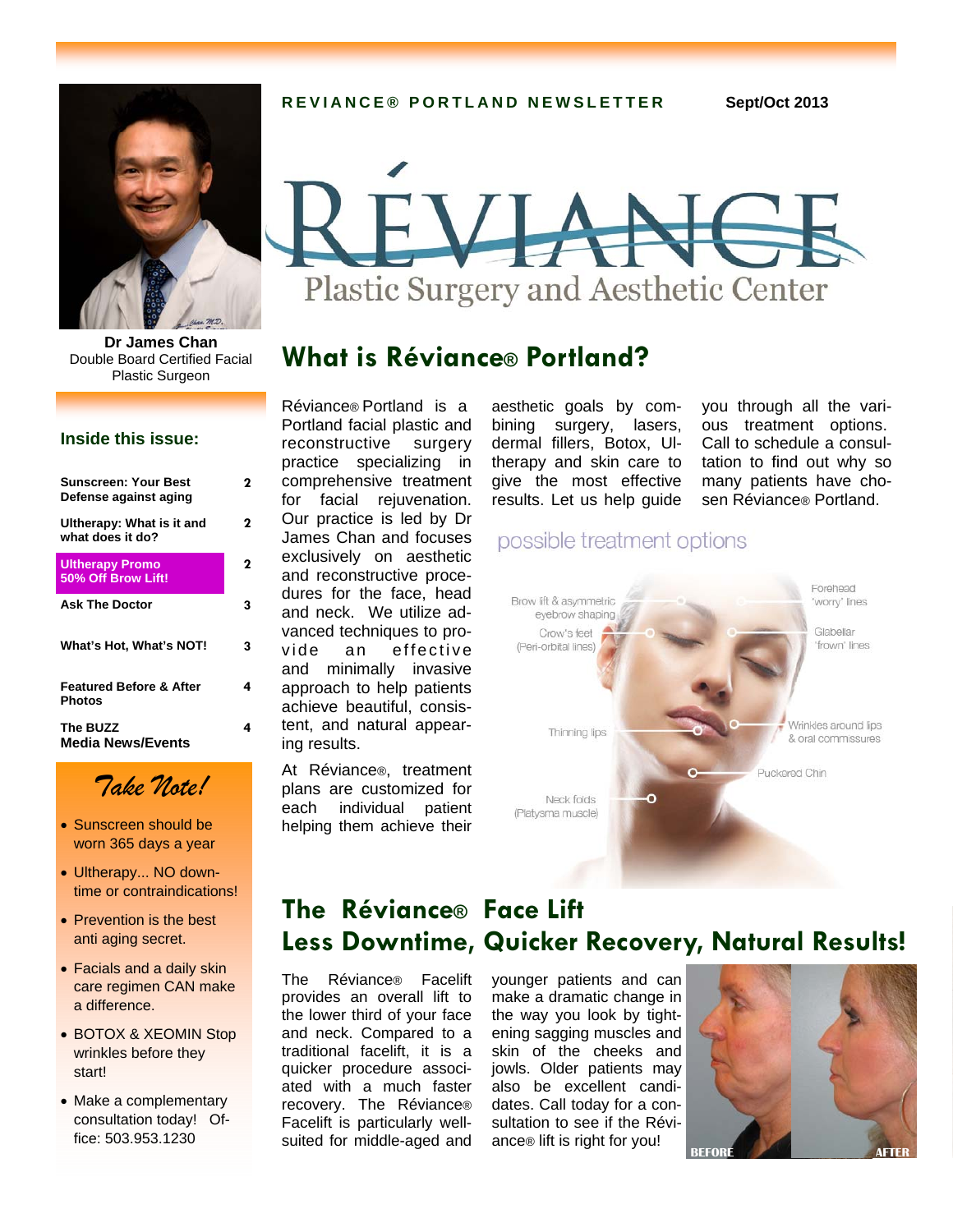**REVIANCE® PORTLAND NEWSLETTER** — Sept/Oct 2013

# RÉVIANCE

Plastic Surgery and Aesthetic Center

**Dr James Chan**
Double Board Certified Facial Plastic Surgeon

### Inside this issue:

| | |
|---|---|
| Sunscreen: Your Best Defense against aging | 2 |
| Ultherapy: What is it and what does it do? | 2 |
| Ultherapy Promo 50% Off Brow Lift! | 2 |
| Ask The Doctor | 3 |
| What's Hot, What's NOT! | 3 |
| Featured Before & After Photos | 4 |
| The BUZZ Media News/Events | 4 |

### *Take Note!*

- Sunscreen should be worn 365 days a year
- Ultherapy... NO downtime or contraindications!
- Prevention is the best anti aging secret.
- Facials and a daily skin care regimen CAN make a difference.
- BOTOX & XEOMIN Stop wrinkles before they start!
- Make a complementary consultation today! Office: 503.953.1230

## What is Réviance® Portland?

Réviance® Portland is a Portland facial plastic and reconstructive surgery practice specializing in comprehensive treatment for facial rejuvenation. Our practice is led by Dr James Chan and focuses exclusively on aesthetic and reconstructive procedures for the face, head and neck. We utilize advanced techniques to provide an effective and minimally invasive approach to help patients achieve beautiful, consistent, and natural appearing results.

At Réviance®, treatment plans are customized for each individual patient helping them achieve their aesthetic goals by combining surgery, lasers, dermal fillers, Botox, Ultherapy and skin care to give the most effective results. Let us help guide you through all the various treatment options. Call to schedule a consultation to find out why so many patients have chosen Réviance® Portland.

possible treatment options

Brow lift & asymmetric eyebrow shaping; Forehead 'worry' lines; Crow's feet (Peri-orbital lines); Glabellar 'frown' lines; Thinning lips; Wrinkles around lips & oral commissures; Puckered Chin; Neck folds (Platysma muscle)

## The Réviance® Face Lift
## Less Downtime, Quicker Recovery, Natural Results!

The Réviance® Facelift provides an overall lift to the lower third of your face and neck. Compared to a traditional facelift, it is a quicker procedure associated with a much faster recovery. The Réviance® Facelift is particularly well-suited for middle-aged and younger patients and can make a dramatic change in the way you look by tightening sagging muscles and skin of the cheeks and jowls. Older patients may also be excellent candidates. Call today for a consultation to see if the Réviance® lift is right for you!

BEFORE AFTER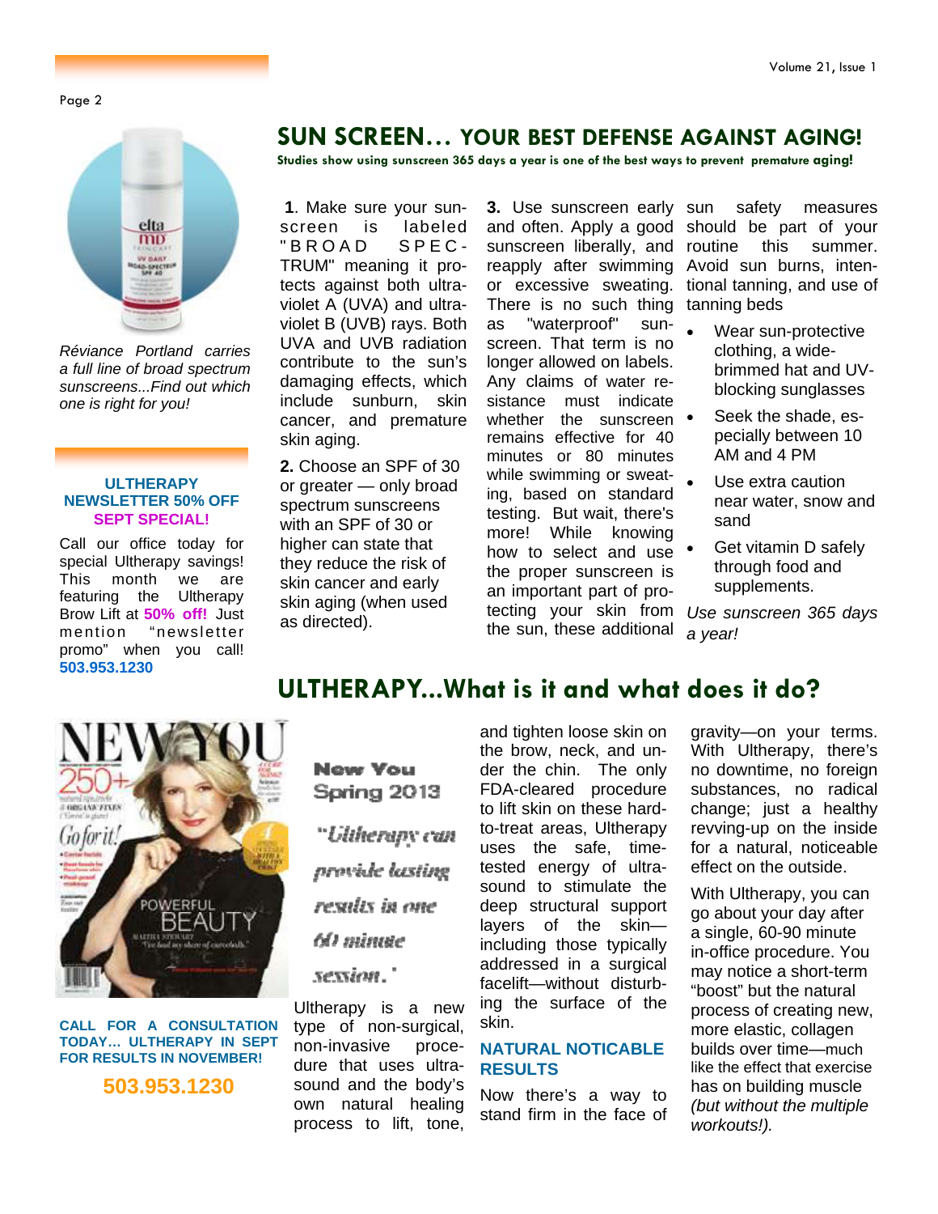*Réviance Portland carries a full line of broad spectrum sunscreens...Find out which one is right for you!*

**ULTHERAPY NEWSLETTER 50% OFF SEPT SPECIAL!**

Call our office today for special Ultherapy savings! This month we are featuring the Ultherapy Brow Lift at **50% off!** Just mention "newsletter promo" when you call! **503.953.1230**

# SUN SCREEN… YOUR BEST DEFENSE AGAINST AGING!

**Studies show using sunscreen 365 days a year is one of the best ways to prevent premature aging!**

**1**. Make sure your sunscreen is labeled "BROAD SPECTRUM" meaning it protects against both ultraviolet A (UVA) and ultraviolet B (UVB) rays. Both UVA and UVB radiation contribute to the sun's damaging effects, which include sunburn, skin cancer, and premature skin aging.

**2.** Choose an SPF of 30 or greater — only broad spectrum sunscreens with an SPF of 30 or higher can state that they reduce the risk of skin cancer and early skin aging (when used as directed).

**3.** Use sunscreen early and often. Apply a good sunscreen liberally, and reapply after swimming or excessive sweating. There is no such thing as "waterproof" sunscreen. That term is no longer allowed on labels. Any claims of water resistance must indicate whether the sunscreen remains effective for 40 minutes or 80 minutes while swimming or sweating, based on standard testing. But wait, there's more! While knowing how to select and use the proper sunscreen is an important part of protecting your skin from the sun, these additional sun safety measures should be part of your routine this summer. Avoid sun burns, intentional tanning, and use of tanning beds

- Wear sun-protective clothing, a wide-brimmed hat and UV-blocking sunglasses
- Seek the shade, especially between 10 AM and 4 PM
- Use extra caution near water, snow and sand
- Get vitamin D safely through food and supplements.

*Use sunscreen 365 days a year!*

# ULTHERAPY...What is it and what does it do?

**CALL FOR A CONSULTATION TODAY… ULTHERAPY IN SEPT FOR RESULTS IN NOVEMBER!**

**503.953.1230**

**New You Spring 2013**

*"Ultherapy can provide lasting results in one 60 minute session."*

Ultherapy is a new type of non-surgical, non-invasive procedure that uses ultrasound and the body's own natural healing process to lift, tone, and tighten loose skin on the brow, neck, and under the chin. The only FDA-cleared procedure to lift skin on these hard-to-treat areas, Ultherapy uses the safe, time-tested energy of ultrasound to stimulate the deep structural support layers of the skin—including those typically addressed in a surgical facelift—without disturbing the surface of the skin.

## NATURAL NOTICABLE RESULTS

Now there's a way to stand firm in the face of gravity—on your terms. With Ultherapy, there's no downtime, no foreign substances, no radical change; just a healthy revving-up on the inside for a natural, noticeable effect on the outside.

With Ultherapy, you can go about your day after a single, 60-90 minute in-office procedure. You may notice a short-term "boost" but the natural process of creating new, more elastic, collagen builds over time—much like the effect that exercise has on building muscle *(but without the multiple workouts!).*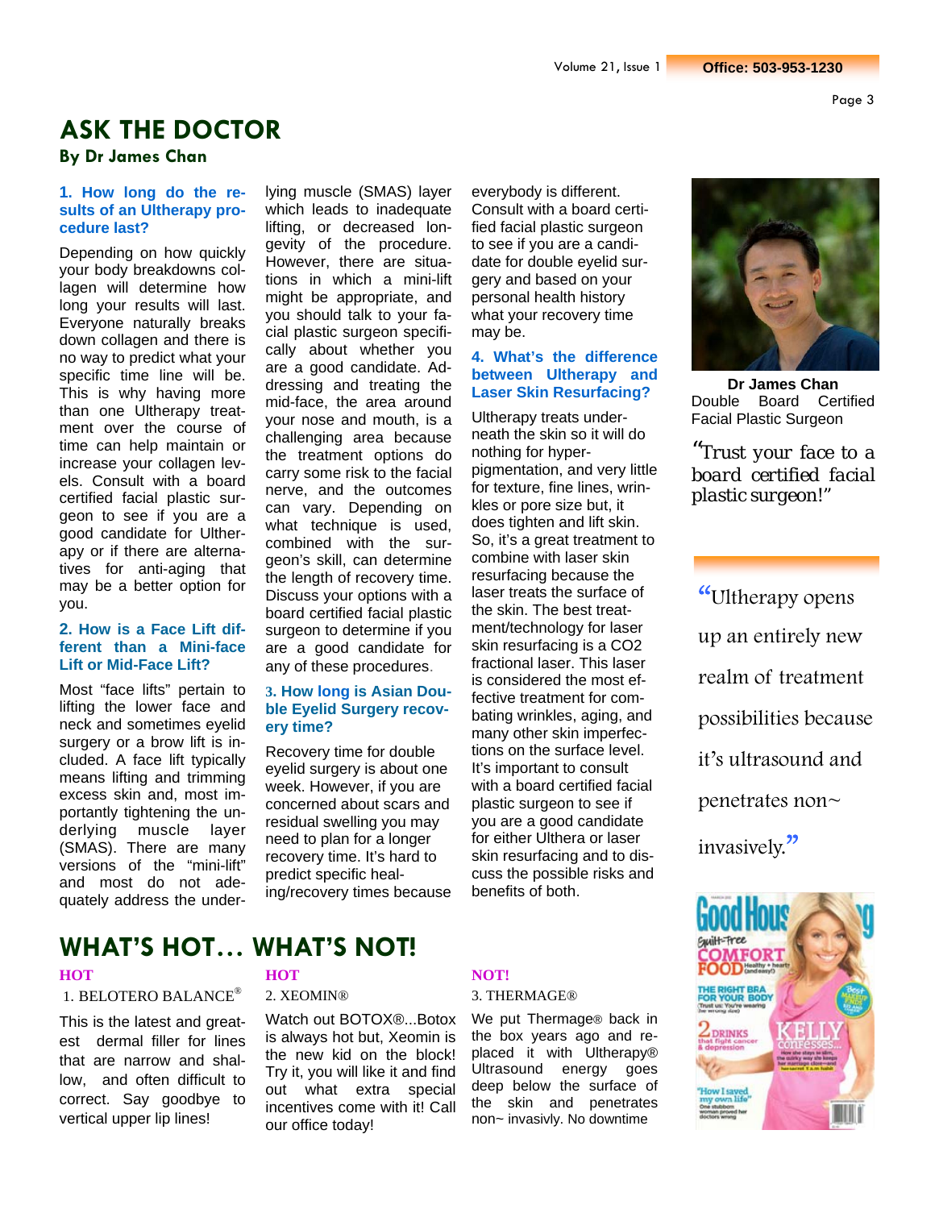# ASK THE DOCTOR

**By Dr James Chan**

### 1. How long do the results of an Ultherapy procedure last?

Depending on how quickly your body breakdowns collagen will determine how long your results will last. Everyone naturally breaks down collagen and there is no way to predict what your specific time line will be. This is why having more than one Ultherapy treatment over the course of time can help maintain or increase your collagen levels. Consult with a board certified facial plastic surgeon to see if you are a good candidate for Ultherapy or if there are alternatives for anti-aging that may be a better option for you.

### 2. How is a Face Lift different than a Mini-face Lift or Mid-Face Lift?

Most "face lifts" pertain to lifting the lower face and neck and sometimes eyelid surgery or a brow lift is included. A face lift typically means lifting and trimming excess skin and, most importantly tightening the underlying muscle layer (SMAS). There are many versions of the "mini-lift" and most do not adequately address the underlying muscle (SMAS) layer which leads to inadequate lifting, or decreased longevity of the procedure. However, there are situations in which a mini-lift might be appropriate, and you should talk to your facial plastic surgeon specifically about whether you are a good candidate. Addressing and treating the mid-face, the area around your nose and mouth, is a challenging area because the treatment options do carry some risk to the facial nerve, and the outcomes can vary. Depending on what technique is used, combined with the surgeon's skill, can determine the length of recovery time. Discuss your options with a board certified facial plastic surgeon to determine if you are a good candidate for any of these procedures.

### 3. How long is Asian Double Eyelid Surgery recovery time?

Recovery time for double eyelid surgery is about one week. However, if you are concerned about scars and residual swelling you may need to plan for a longer recovery time. It's hard to predict specific healing/recovery times because everybody is different. Consult with a board certified facial plastic surgeon to see if you are a candidate for double eyelid surgery and based on your personal health history what your recovery time may be.

### 4. What's the difference between Ultherapy and Laser Skin Resurfacing?

Ultherapy treats underneath the skin so it will do nothing for hyper-pigmentation, and very little for texture, fine lines, wrinkles or pore size but, it does tighten and lift skin. So, it's a great treatment to combine with laser skin resurfacing because the laser treats the surface of the skin. The best treatment/technology for laser skin resurfacing is a $CO_2$ fractional laser. This laser is considered the most effective treatment for combating wrinkles, aging, and many other skin imperfections on the surface level. It's important to consult with a board certified facial plastic surgeon to see if you are a good candidate for either Ulthera or laser skin resurfacing and to discuss the possible risks and benefits of both.

**Dr James Chan**
Double Board Certified Facial Plastic Surgeon

"Trust your face to a board certified facial plastic surgeon!"

"Ultherapy opens up an entirely new realm of treatment possibilities because it's ultrasound and penetrates non~ invasively."

# WHAT'S HOT… WHAT'S NOT!

**HOT**

1. BELOTERO BALANCE®

This is the latest and greatest dermal filler for lines that are narrow and shallow, and often difficult to correct. Say goodbye to vertical upper lip lines!

**HOT**

2. XEOMIN®

Watch out BOTOX®...Botox is always hot but, Xeomin is the new kid on the block! Try it, you will like it and find out what extra special incentives come with it! Call our office today!

**NOT!**

3. THERMAGE®

We put Thermage® back in the box years ago and replaced it with Ultherapy® Ultrasound energy goes deep below the surface of the skin and penetrates non~ invasivly. No downtime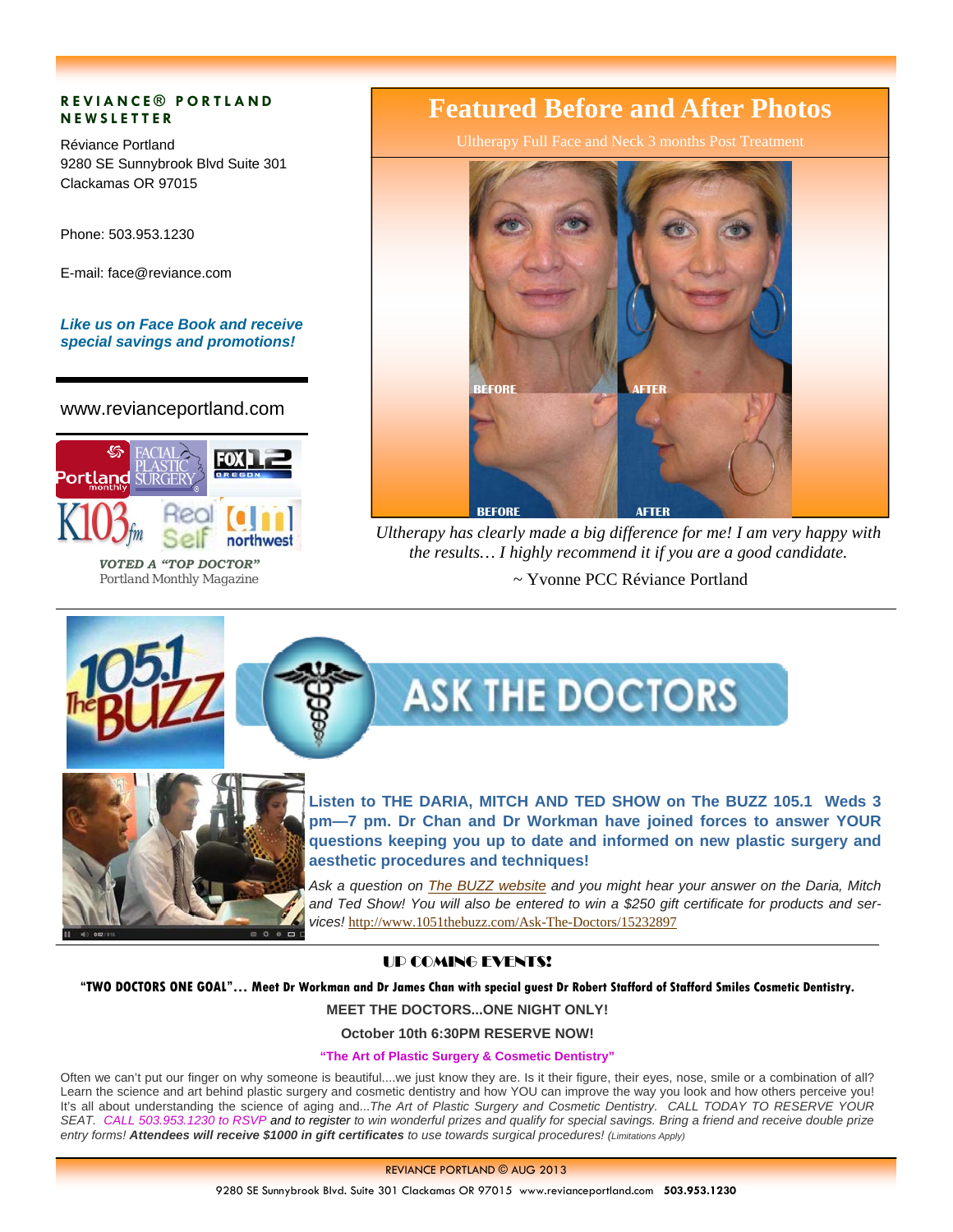**RÉVIANCE® PORTLAND NEWSLETTER**

Réviance Portland
9280 SE Sunnybrook Blvd Suite 301
Clackamas OR 97015

Phone: 503.953.1230

E-mail: face@reviance.com

***Like us on Face Book and receive special savings and promotions!***

www.revianceportland.com

***VOTED A "TOP DOCTOR"***
Portland Monthly Magazine

# Featured Before and After Photos

Ultherapy Full Face and Neck 3 months Post Treatment

BEFORE AFTER

BEFORE AFTER

*Ultherapy has clearly made a big difference for me! I am very happy with the results… I highly recommend it if you are a good candidate.*

~ Yvonne PCC Réviance Portland

## ASK THE DOCTORS

**Listen to THE DARIA, MITCH AND TED SHOW on The BUZZ 105.1 Weds 3 pm—7 pm. Dr Chan and Dr Workman have joined forces to answer YOUR questions keeping you up to date and informed on new plastic surgery and aesthetic procedures and techniques!**

*Ask a question on The BUZZ website and you might hear your answer on the Daria, Mitch and Ted Show! You will also be entered to win a $250 gift certificate for products and services!* http://www.1051thebuzz.com/Ask-The-Doctors/15232897

## UP COMING EVENTS!

**"TWO DOCTORS ONE GOAL"… Meet Dr Workman and Dr James Chan with special guest Dr Robert Stafford of Stafford Smiles Cosmetic Dentistry.**

**MEET THE DOCTORS...ONE NIGHT ONLY!**

**October 10th 6:30PM RESERVE NOW!**

**"The Art of Plastic Surgery & Cosmetic Dentistry"**

Often we can't put our finger on why someone is beautiful....we just know they are. Is it their figure, their eyes, nose, smile or a combination of all? Learn the science and art behind plastic surgery and cosmetic dentistry and how YOU can improve the way you look and how others perceive you! It's all about understanding the science of aging and...*The Art of Plastic Surgery and Cosmetic Dentistry. CALL TODAY TO RESERVE YOUR SEAT. CALL 503.953.1230 to RSVP and to register to win wonderful prizes and qualify for special savings. Bring a friend and receive double prize entry forms!* ***Attendees will receive $1000 in gift certificates*** *to use towards surgical procedures! (Limitations Apply)*

REVIANCE PORTLAND © AUG 2013

9280 SE Sunnybrook Blvd. Suite 301 Clackamas OR 97015 www.revianceportland.com **503.953.1230**